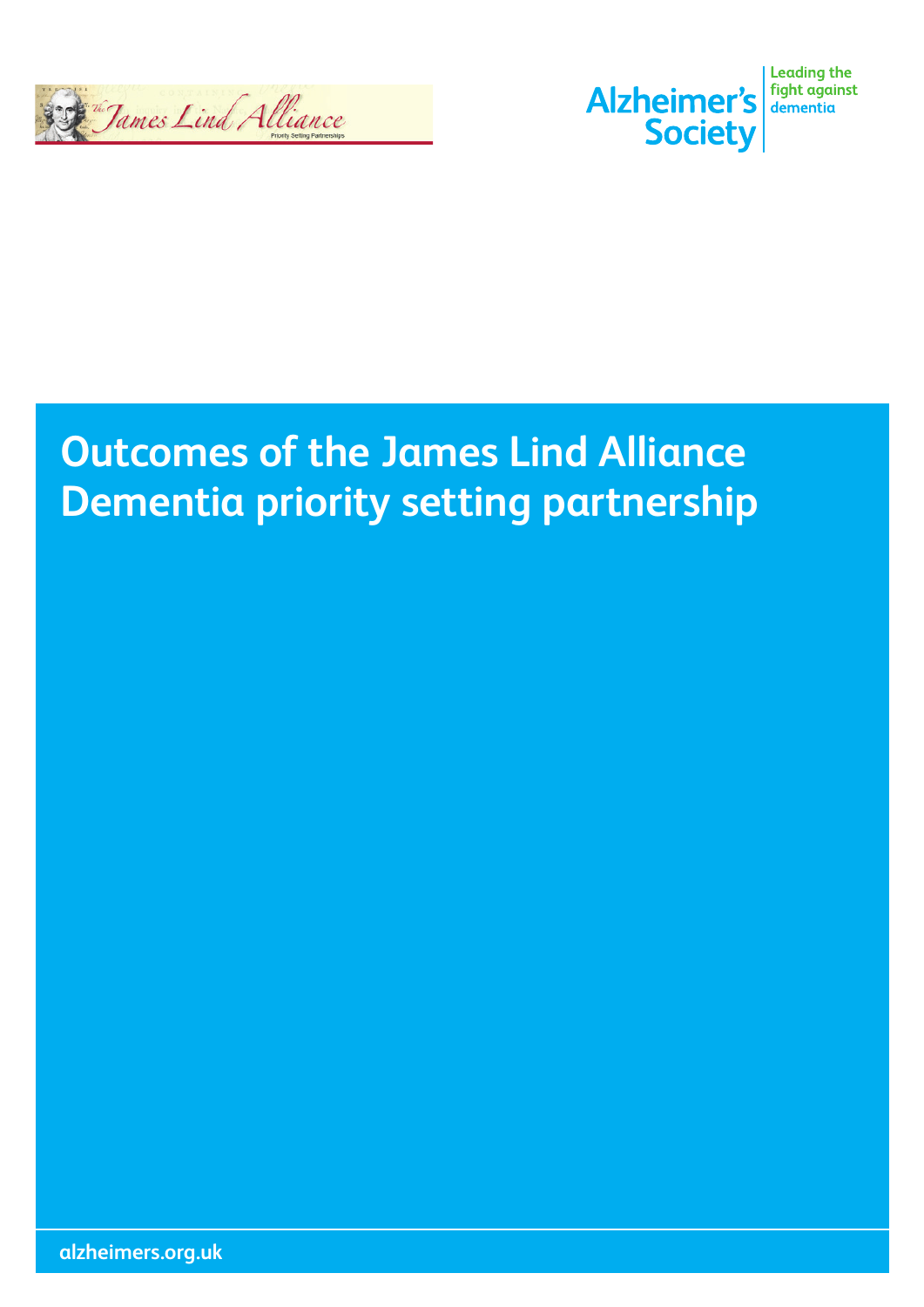# Outcomes of the James Lind Alliance Dementia priority setting partnership

alzheimers.org.uk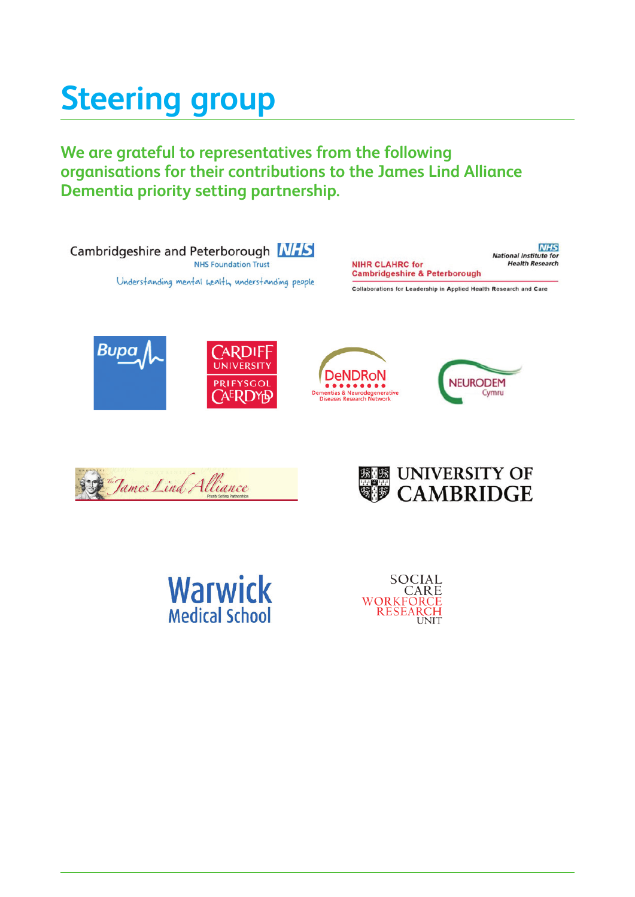# Steering group

**We are grateful to representatives from the following organisations for their contributions to the James Lind Alliance Dementia priority setting partnership.**

Cambridgeshire and Peterborough NHS
NHS Foundation Trust
Understanding mental health, understanding people

NIHR CLAHRC for Cambridgeshire & Peterborough
NHS National Institute for Health Research
Collaborations for Leadership in Applied Health Research and Care

Bupa

Cardiff University
Prifysgol Caerdydd

DeNDRoN
Dementias & Neurodegenerative Diseases Research Network

NEURODEM Cymru

The James Lind Alliance
Priority Setting Partnerships

University of Cambridge

Warwick Medical School

Social Care Workforce Research Unit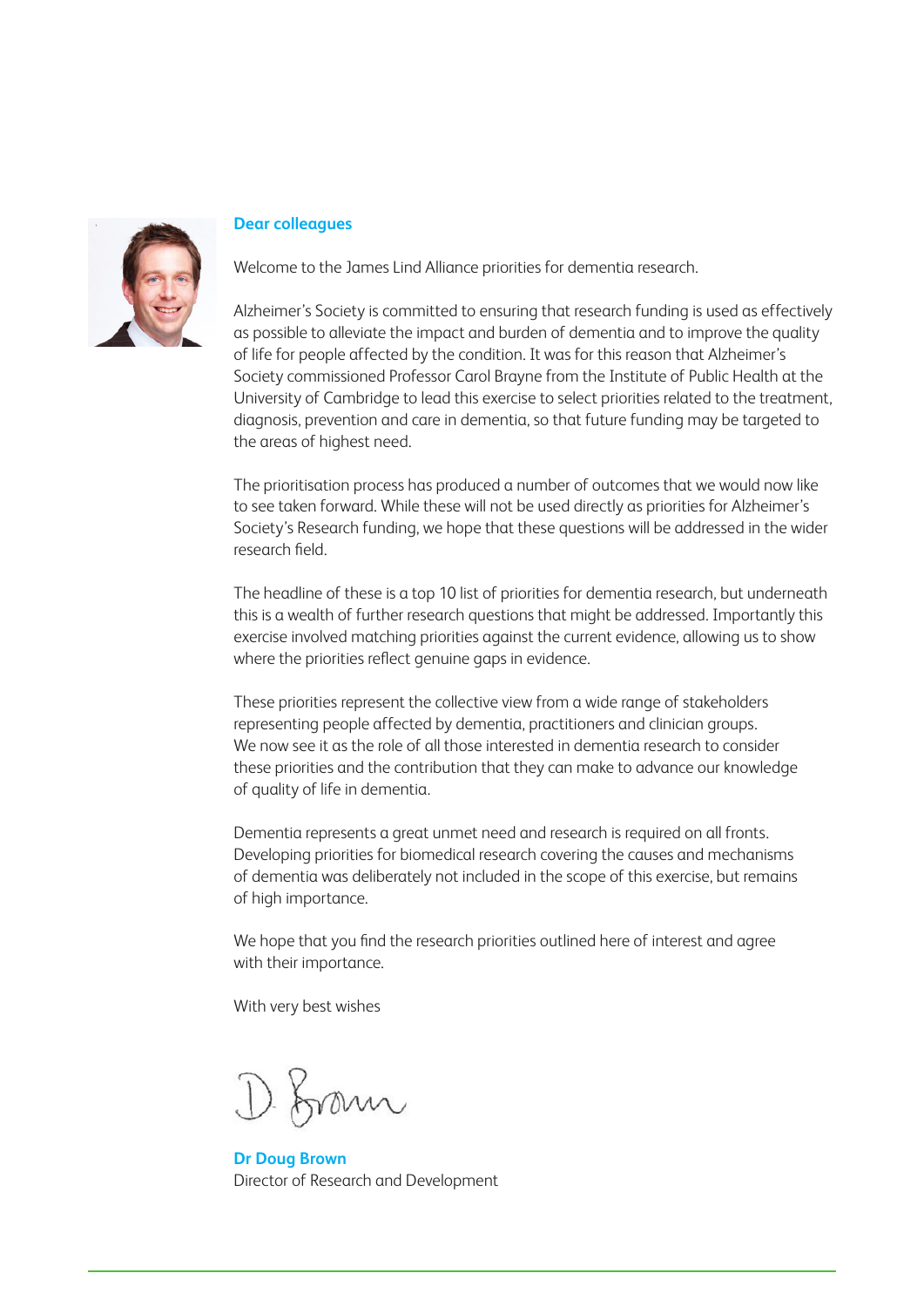**Dear colleagues**

Welcome to the James Lind Alliance priorities for dementia research.

Alzheimer's Society is committed to ensuring that research funding is used as effectively as possible to alleviate the impact and burden of dementia and to improve the quality of life for people affected by the condition. It was for this reason that Alzheimer's Society commissioned Professor Carol Brayne from the Institute of Public Health at the University of Cambridge to lead this exercise to select priorities related to the treatment, diagnosis, prevention and care in dementia, so that future funding may be targeted to the areas of highest need.

The prioritisation process has produced a number of outcomes that we would now like to see taken forward. While these will not be used directly as priorities for Alzheimer's Society's Research funding, we hope that these questions will be addressed in the wider research field.

The headline of these is a top 10 list of priorities for dementia research, but underneath this is a wealth of further research questions that might be addressed. Importantly this exercise involved matching priorities against the current evidence, allowing us to show where the priorities reflect genuine gaps in evidence.

These priorities represent the collective view from a wide range of stakeholders representing people affected by dementia, practitioners and clinician groups. We now see it as the role of all those interested in dementia research to consider these priorities and the contribution that they can make to advance our knowledge of quality of life in dementia.

Dementia represents a great unmet need and research is required on all fronts. Developing priorities for biomedical research covering the causes and mechanisms of dementia was deliberately not included in the scope of this exercise, but remains of high importance.

We hope that you find the research priorities outlined here of interest and agree with their importance.

With very best wishes

D Brown

**Dr Doug Brown**
Director of Research and Development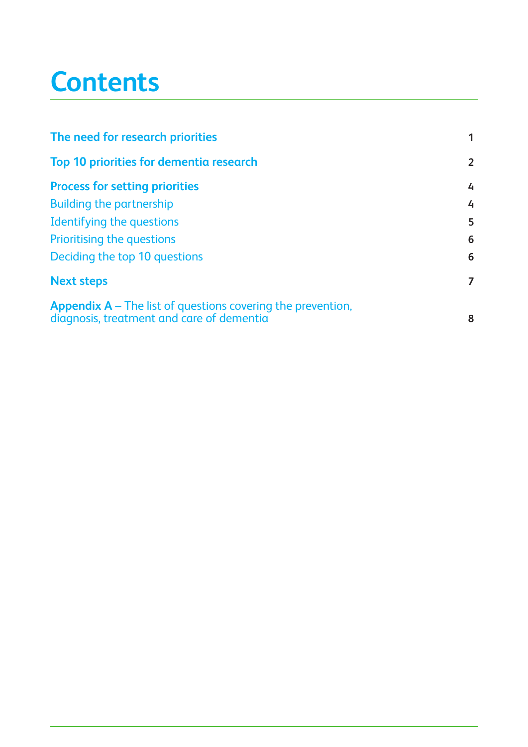# Contents

| | |
|---|---|
| **The need for research priorities** | **1** |
| **Top 10 priorities for dementia research** | **2** |
| **Process for setting priorities** | **4** |
| Building the partnership | **4** |
| Identifying the questions | **5** |
| Prioritising the questions | **6** |
| Deciding the top 10 questions | **6** |
| **Next steps** | **7** |
| **Appendix A –** The list of questions covering the prevention, diagnosis, treatment and care of dementia | **8** |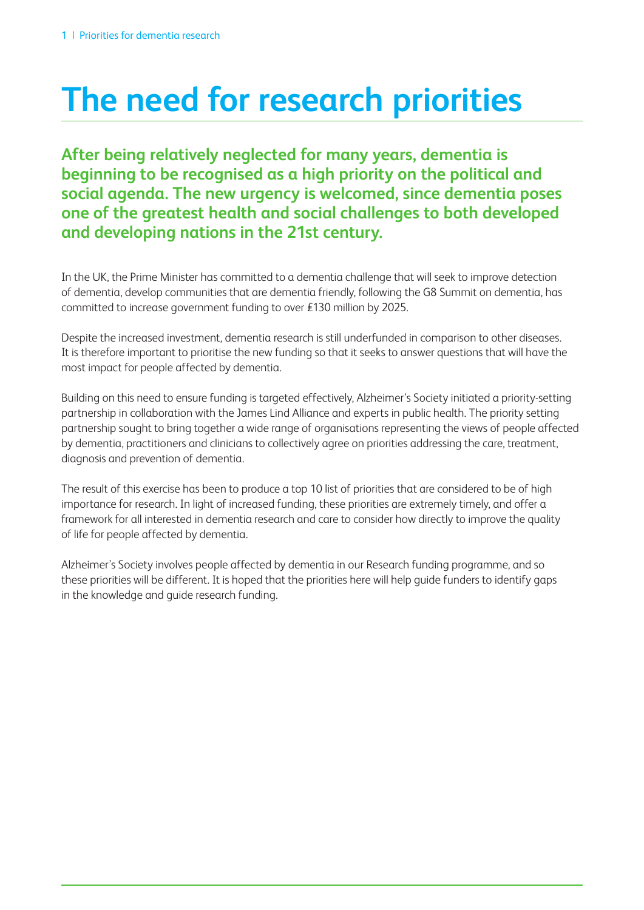# The need for research priorities

**After being relatively neglected for many years, dementia is beginning to be recognised as a high priority on the political and social agenda. The new urgency is welcomed, since dementia poses one of the greatest health and social challenges to both developed and developing nations in the 21st century.**

In the UK, the Prime Minister has committed to a dementia challenge that will seek to improve detection of dementia, develop communities that are dementia friendly, following the G8 Summit on dementia, has committed to increase government funding to over £130 million by 2025.

Despite the increased investment, dementia research is still underfunded in comparison to other diseases. It is therefore important to prioritise the new funding so that it seeks to answer questions that will have the most impact for people affected by dementia.

Building on this need to ensure funding is targeted effectively, Alzheimer's Society initiated a priority-setting partnership in collaboration with the James Lind Alliance and experts in public health. The priority setting partnership sought to bring together a wide range of organisations representing the views of people affected by dementia, practitioners and clinicians to collectively agree on priorities addressing the care, treatment, diagnosis and prevention of dementia.

The result of this exercise has been to produce a top 10 list of priorities that are considered to be of high importance for research. In light of increased funding, these priorities are extremely timely, and offer a framework for all interested in dementia research and care to consider how directly to improve the quality of life for people affected by dementia.

Alzheimer's Society involves people affected by dementia in our Research funding programme, and so these priorities will be different. It is hoped that the priorities here will help guide funders to identify gaps in the knowledge and guide research funding.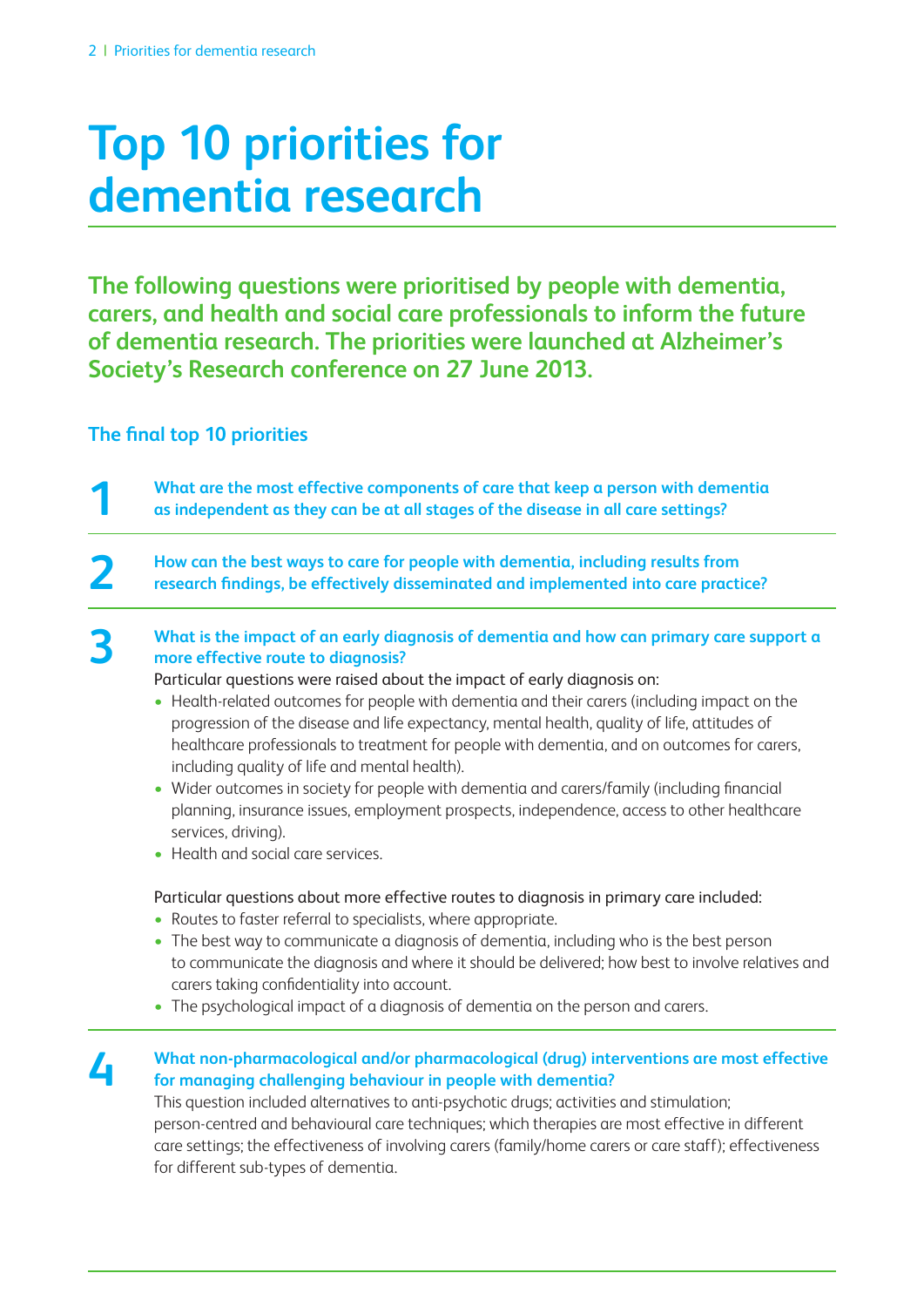# Top 10 priorities for dementia research

**The following questions were prioritised by people with dementia, carers, and health and social care professionals to inform the future of dementia research. The priorities were launched at Alzheimer's Society's Research conference on 27 June 2013.**

## The final top 10 priorities

### 1 What are the most effective components of care that keep a person with dementia as independent as they can be at all stages of the disease in all care settings?

### 2 How can the best ways to care for people with dementia, including results from research findings, be effectively disseminated and implemented into care practice?

### 3 What is the impact of an early diagnosis of dementia and how can primary care support a more effective route to diagnosis?

Particular questions were raised about the impact of early diagnosis on:

- Health-related outcomes for people with dementia and their carers (including impact on the progression of the disease and life expectancy, mental health, quality of life, attitudes of healthcare professionals to treatment for people with dementia, and on outcomes for carers, including quality of life and mental health).
- Wider outcomes in society for people with dementia and carers/family (including financial planning, insurance issues, employment prospects, independence, access to other healthcare services, driving).
- Health and social care services.

Particular questions about more effective routes to diagnosis in primary care included:

- Routes to faster referral to specialists, where appropriate.
- The best way to communicate a diagnosis of dementia, including who is the best person to communicate the diagnosis and where it should be delivered; how best to involve relatives and carers taking confidentiality into account.
- The psychological impact of a diagnosis of dementia on the person and carers.

### 4 What non-pharmacological and/or pharmacological (drug) interventions are most effective for managing challenging behaviour in people with dementia?

This question included alternatives to anti-psychotic drugs; activities and stimulation; person-centred and behavioural care techniques; which therapies are most effective in different care settings; the effectiveness of involving carers (family/home carers or care staff); effectiveness for different sub-types of dementia.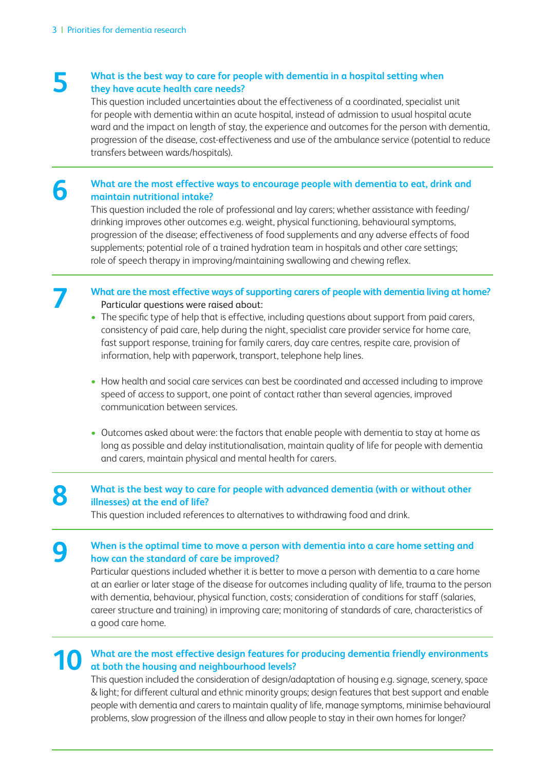## 5 What is the best way to care for people with dementia in a hospital setting when they have acute health care needs?

This question included uncertainties about the effectiveness of a coordinated, specialist unit for people with dementia within an acute hospital, instead of admission to usual hospital acute ward and the impact on length of stay, the experience and outcomes for the person with dementia, progression of the disease, cost-effectiveness and use of the ambulance service (potential to reduce transfers between wards/hospitals).

## 6 What are the most effective ways to encourage people with dementia to eat, drink and maintain nutritional intake?

This question included the role of professional and lay carers; whether assistance with feeding/drinking improves other outcomes e.g. weight, physical functioning, behavioural symptoms, progression of the disease; effectiveness of food supplements and any adverse effects of food supplements; potential role of a trained hydration team in hospitals and other care settings; role of speech therapy in improving/maintaining swallowing and chewing reflex.

## 7 What are the most effective ways of supporting carers of people with dementia living at home?

Particular questions were raised about:

- The specific type of help that is effective, including questions about support from paid carers, consistency of paid care, help during the night, specialist care provider service for home care, fast support response, training for family carers, day care centres, respite care, provision of information, help with paperwork, transport, telephone help lines.
- How health and social care services can best be coordinated and accessed including to improve speed of access to support, one point of contact rather than several agencies, improved communication between services.
- Outcomes asked about were: the factors that enable people with dementia to stay at home as long as possible and delay institutionalisation, maintain quality of life for people with dementia and carers, maintain physical and mental health for carers.

## 8 What is the best way to care for people with advanced dementia (with or without other illnesses) at the end of life?

This question included references to alternatives to withdrawing food and drink.

## 9 When is the optimal time to move a person with dementia into a care home setting and how can the standard of care be improved?

Particular questions included whether it is better to move a person with dementia to a care home at an earlier or later stage of the disease for outcomes including quality of life, trauma to the person with dementia, behaviour, physical function, costs; consideration of conditions for staff (salaries, career structure and training) in improving care; monitoring of standards of care, characteristics of a good care home.

## 10 What are the most effective design features for producing dementia friendly environments at both the housing and neighbourhood levels?

This question included the consideration of design/adaptation of housing e.g. signage, scenery, space & light; for different cultural and ethnic minority groups; design features that best support and enable people with dementia and carers to maintain quality of life, manage symptoms, minimise behavioural problems, slow progression of the illness and allow people to stay in their own homes for longer?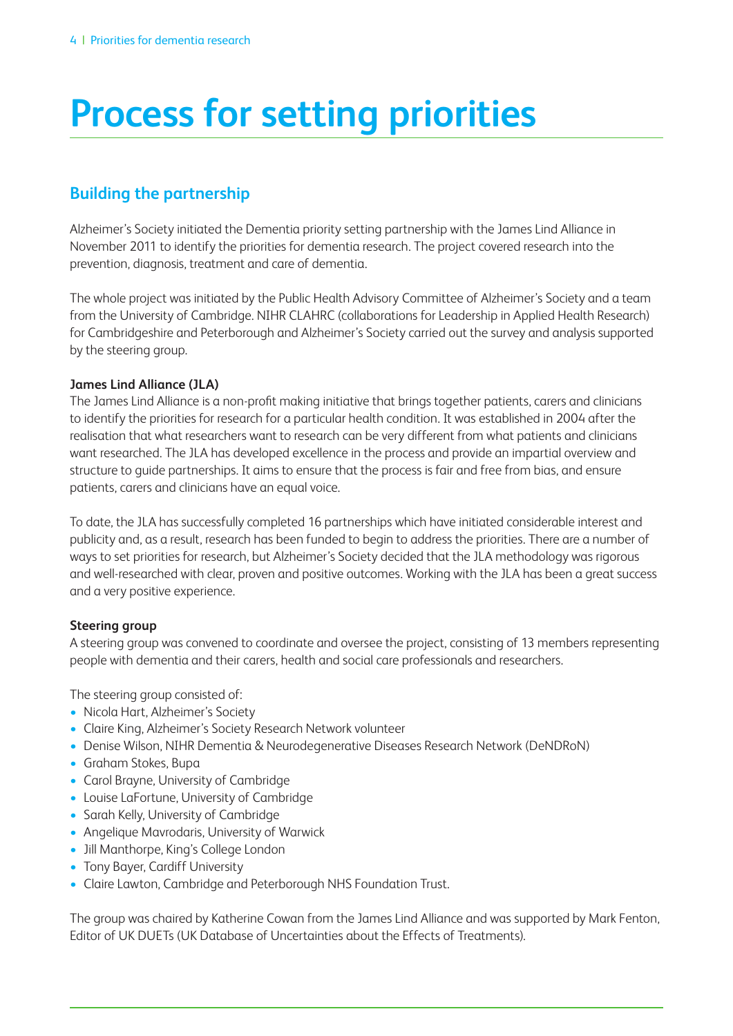# Process for setting priorities

## Building the partnership

Alzheimer's Society initiated the Dementia priority setting partnership with the James Lind Alliance in November 2011 to identify the priorities for dementia research. The project covered research into the prevention, diagnosis, treatment and care of dementia.

The whole project was initiated by the Public Health Advisory Committee of Alzheimer's Society and a team from the University of Cambridge. NIHR CLAHRC (collaborations for Leadership in Applied Health Research) for Cambridgeshire and Peterborough and Alzheimer's Society carried out the survey and analysis supported by the steering group.

**James Lind Alliance (JLA)**

The James Lind Alliance is a non-profit making initiative that brings together patients, carers and clinicians to identify the priorities for research for a particular health condition. It was established in 2004 after the realisation that what researchers want to research can be very different from what patients and clinicians want researched. The JLA has developed excellence in the process and provide an impartial overview and structure to guide partnerships. It aims to ensure that the process is fair and free from bias, and ensure patients, carers and clinicians have an equal voice.

To date, the JLA has successfully completed 16 partnerships which have initiated considerable interest and publicity and, as a result, research has been funded to begin to address the priorities. There are a number of ways to set priorities for research, but Alzheimer's Society decided that the JLA methodology was rigorous and well-researched with clear, proven and positive outcomes. Working with the JLA has been a great success and a very positive experience.

**Steering group**

A steering group was convened to coordinate and oversee the project, consisting of 13 members representing people with dementia and their carers, health and social care professionals and researchers.

The steering group consisted of:

- Nicola Hart, Alzheimer's Society
- Claire King, Alzheimer's Society Research Network volunteer
- Denise Wilson, NIHR Dementia & Neurodegenerative Diseases Research Network (DeNDRoN)
- Graham Stokes, Bupa
- Carol Brayne, University of Cambridge
- Louise LaFortune, University of Cambridge
- Sarah Kelly, University of Cambridge
- Angelique Mavrodaris, University of Warwick
- Jill Manthorpe, King's College London
- Tony Bayer, Cardiff University
- Claire Lawton, Cambridge and Peterborough NHS Foundation Trust.

The group was chaired by Katherine Cowan from the James Lind Alliance and was supported by Mark Fenton, Editor of UK DUETs (UK Database of Uncertainties about the Effects of Treatments).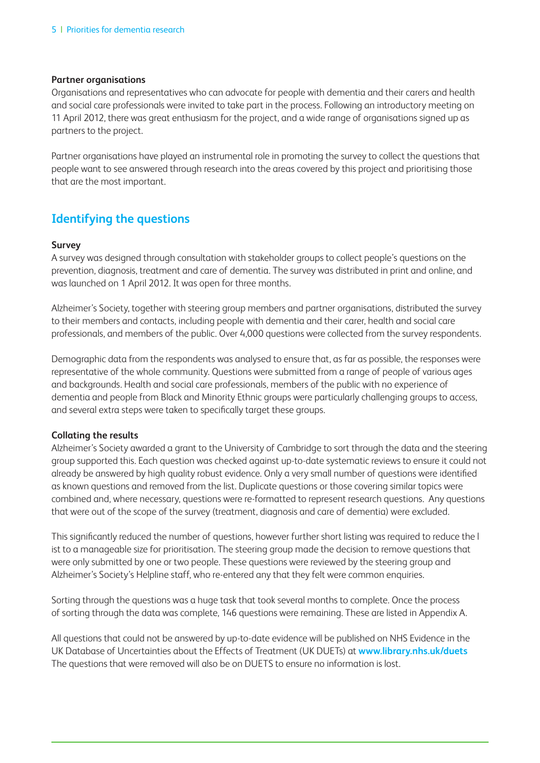**Partner organisations**

Organisations and representatives who can advocate for people with dementia and their carers and health and social care professionals were invited to take part in the process. Following an introductory meeting on 11 April 2012, there was great enthusiasm for the project, and a wide range of organisations signed up as partners to the project.

Partner organisations have played an instrumental role in promoting the survey to collect the questions that people want to see answered through research into the areas covered by this project and prioritising those that are the most important.

## Identifying the questions

**Survey**

A survey was designed through consultation with stakeholder groups to collect people's questions on the prevention, diagnosis, treatment and care of dementia. The survey was distributed in print and online, and was launched on 1 April 2012. It was open for three months.

Alzheimer's Society, together with steering group members and partner organisations, distributed the survey to their members and contacts, including people with dementia and their carer, health and social care professionals, and members of the public. Over 4,000 questions were collected from the survey respondents.

Demographic data from the respondents was analysed to ensure that, as far as possible, the responses were representative of the whole community. Questions were submitted from a range of people of various ages and backgrounds. Health and social care professionals, members of the public with no experience of dementia and people from Black and Minority Ethnic groups were particularly challenging groups to access, and several extra steps were taken to specifically target these groups.

**Collating the results**

Alzheimer's Society awarded a grant to the University of Cambridge to sort through the data and the steering group supported this. Each question was checked against up-to-date systematic reviews to ensure it could not already be answered by high quality robust evidence. Only a very small number of questions were identified as known questions and removed from the list. Duplicate questions or those covering similar topics were combined and, where necessary, questions were re-formatted to represent research questions. Any questions that were out of the scope of the survey (treatment, diagnosis and care of dementia) were excluded.

This significantly reduced the number of questions, however further short listing was required to reduce the l ist to a manageable size for prioritisation. The steering group made the decision to remove questions that were only submitted by one or two people. These questions were reviewed by the steering group and Alzheimer's Society's Helpline staff, who re-entered any that they felt were common enquiries.

Sorting through the questions was a huge task that took several months to complete. Once the process of sorting through the data was complete, 146 questions were remaining. These are listed in Appendix A.

All questions that could not be answered by up-to-date evidence will be published on NHS Evidence in the UK Database of Uncertainties about the Effects of Treatment (UK DUETs) at **www.library.nhs.uk/duets** The questions that were removed will also be on DUETS to ensure no information is lost.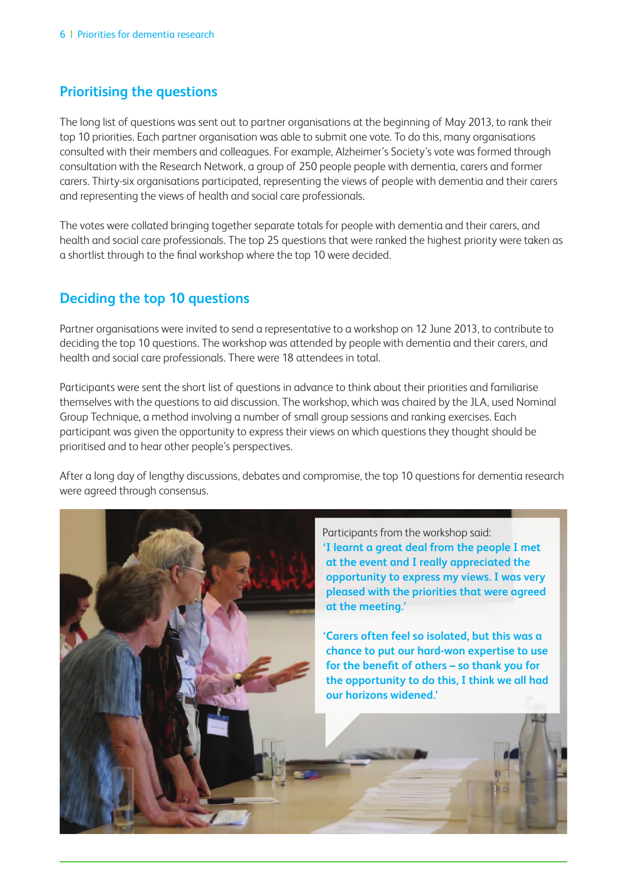## Prioritising the questions

The long list of questions was sent out to partner organisations at the beginning of May 2013, to rank their top 10 priorities. Each partner organisation was able to submit one vote. To do this, many organisations consulted with their members and colleagues. For example, Alzheimer's Society's vote was formed through consultation with the Research Network, a group of 250 people people with dementia, carers and former carers. Thirty-six organisations participated, representing the views of people with dementia and their carers and representing the views of health and social care professionals.

The votes were collated bringing together separate totals for people with dementia and their carers, and health and social care professionals. The top 25 questions that were ranked the highest priority were taken as a shortlist through to the final workshop where the top 10 were decided.

## Deciding the top 10 questions

Partner organisations were invited to send a representative to a workshop on 12 June 2013, to contribute to deciding the top 10 questions. The workshop was attended by people with dementia and their carers, and health and social care professionals. There were 18 attendees in total.

Participants were sent the short list of questions in advance to think about their priorities and familiarise themselves with the questions to aid discussion. The workshop, which was chaired by the JLA, used Nominal Group Technique, a method involving a number of small group sessions and ranking exercises. Each participant was given the opportunity to express their views on which questions they thought should be prioritised and to hear other people's perspectives.

After a long day of lengthy discussions, debates and compromise, the top 10 questions for dementia research were agreed through consensus.

Participants from the workshop said:

**'I learnt a great deal from the people I met at the event and I really appreciated the opportunity to express my views. I was very pleased with the priorities that were agreed at the meeting.'**

**'Carers often feel so isolated, but this was a chance to put our hard-won expertise to use for the benefit of others – so thank you for the opportunity to do this, I think we all had our horizons widened.'**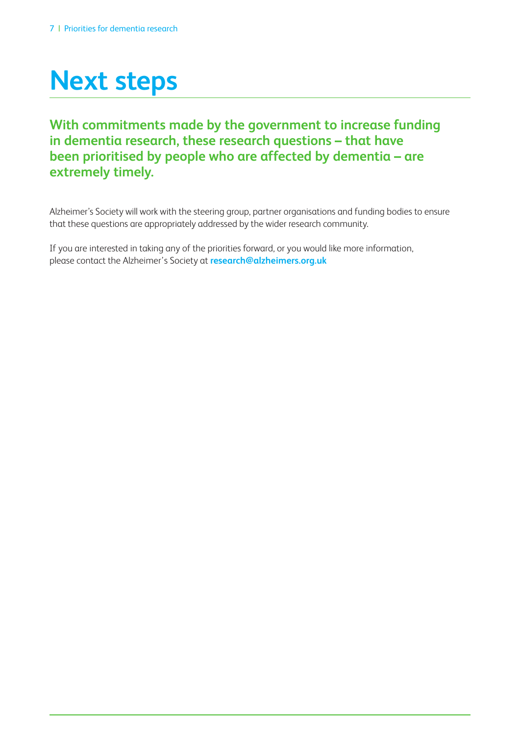# Next steps

**With commitments made by the government to increase funding in dementia research, these research questions – that have been prioritised by people who are affected by dementia – are extremely timely.**

Alzheimer's Society will work with the steering group, partner organisations and funding bodies to ensure that these questions are appropriately addressed by the wider research community.

If you are interested in taking any of the priorities forward, or you would like more information, please contact the Alzheimer's Society at **research@alzheimers.org.uk**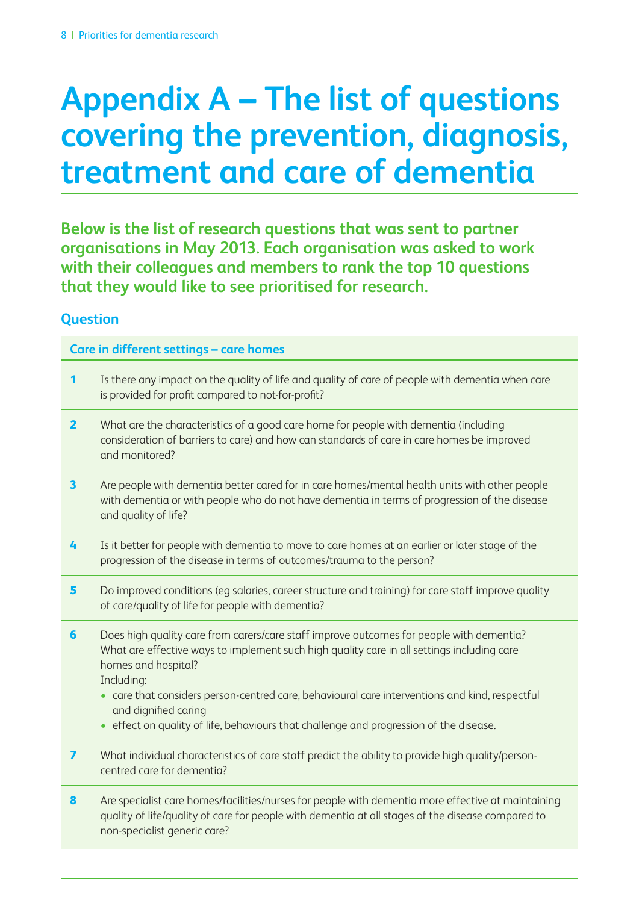# Appendix A – The list of questions covering the prevention, diagnosis, treatment and care of dementia

**Below is the list of research questions that was sent to partner organisations in May 2013. Each organisation was asked to work with their colleagues and members to rank the top 10 questions that they would like to see prioritised for research.**

### Question

**Care in different settings – care homes**

**1** Is there any impact on the quality of life and quality of care of people with dementia when care is provided for profit compared to not-for-profit?

**2** What are the characteristics of a good care home for people with dementia (including consideration of barriers to care) and how can standards of care in care homes be improved and monitored?

**3** Are people with dementia better cared for in care homes/mental health units with other people with dementia or with people who do not have dementia in terms of progression of the disease and quality of life?

**4** Is it better for people with dementia to move to care homes at an earlier or later stage of the progression of the disease in terms of outcomes/trauma to the person?

**5** Do improved conditions (eg salaries, career structure and training) for care staff improve quality of care/quality of life for people with dementia?

**6** Does high quality care from carers/care staff improve outcomes for people with dementia? What are effective ways to implement such high quality care in all settings including care homes and hospital?
Including:

- care that considers person-centred care, behavioural care interventions and kind, respectful and dignified caring
- effect on quality of life, behaviours that challenge and progression of the disease.

**7** What individual characteristics of care staff predict the ability to provide high quality/person-centred care for dementia?

**8** Are specialist care homes/facilities/nurses for people with dementia more effective at maintaining quality of life/quality of care for people with dementia at all stages of the disease compared to non-specialist generic care?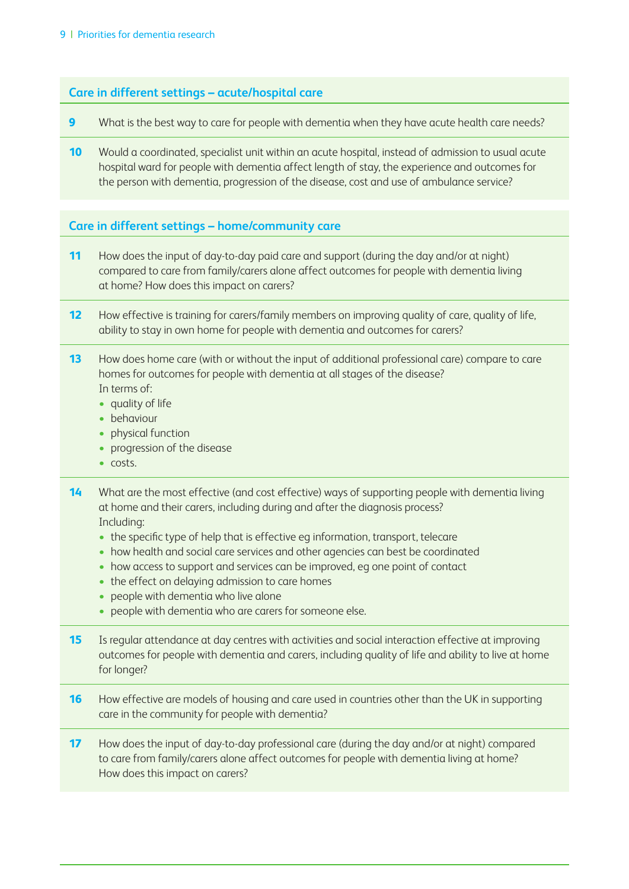### Care in different settings – acute/hospital care

**9** What is the best way to care for people with dementia when they have acute health care needs?

**10** Would a coordinated, specialist unit within an acute hospital, instead of admission to usual acute hospital ward for people with dementia affect length of stay, the experience and outcomes for the person with dementia, progression of the disease, cost and use of ambulance service?

### Care in different settings – home/community care

**11** How does the input of day-to-day paid care and support (during the day and/or at night) compared to care from family/carers alone affect outcomes for people with dementia living at home? How does this impact on carers?

**12** How effective is training for carers/family members on improving quality of care, quality of life, ability to stay in own home for people with dementia and outcomes for carers?

**13** How does home care (with or without the input of additional professional care) compare to care homes for outcomes for people with dementia at all stages of the disease?
In terms of:

- quality of life
- behaviour
- physical function
- progression of the disease
- costs.

**14** What are the most effective (and cost effective) ways of supporting people with dementia living at home and their carers, including during and after the diagnosis process?
Including:

- the specific type of help that is effective eg information, transport, telecare
- how health and social care services and other agencies can best be coordinated
- how access to support and services can be improved, eg one point of contact
- the effect on delaying admission to care homes
- people with dementia who live alone
- people with dementia who are carers for someone else.

**15** Is regular attendance at day centres with activities and social interaction effective at improving outcomes for people with dementia and carers, including quality of life and ability to live at home for longer?

**16** How effective are models of housing and care used in countries other than the UK in supporting care in the community for people with dementia?

**17** How does the input of day-to-day professional care (during the day and/or at night) compared to care from family/carers alone affect outcomes for people with dementia living at home? How does this impact on carers?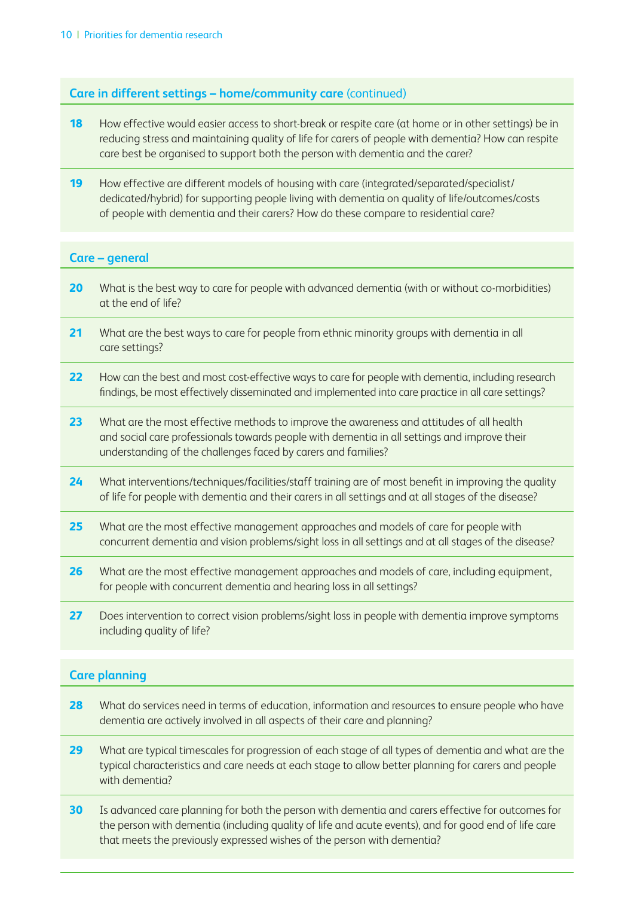### Care in different settings – home/community care (continued)

**18** How effective would easier access to short-break or respite care (at home or in other settings) be in reducing stress and maintaining quality of life for carers of people with dementia? How can respite care best be organised to support both the person with dementia and the carer?

**19** How effective are different models of housing with care (integrated/separated/specialist/dedicated/hybrid) for supporting people living with dementia on quality of life/outcomes/costs of people with dementia and their carers? How do these compare to residential care?

### Care – general

**20** What is the best way to care for people with advanced dementia (with or without co-morbidities) at the end of life?

**21** What are the best ways to care for people from ethnic minority groups with dementia in all care settings?

**22** How can the best and most cost-effective ways to care for people with dementia, including research findings, be most effectively disseminated and implemented into care practice in all care settings?

**23** What are the most effective methods to improve the awareness and attitudes of all health and social care professionals towards people with dementia in all settings and improve their understanding of the challenges faced by carers and families?

**24** What interventions/techniques/facilities/staff training are of most benefit in improving the quality of life for people with dementia and their carers in all settings and at all stages of the disease?

**25** What are the most effective management approaches and models of care for people with concurrent dementia and vision problems/sight loss in all settings and at all stages of the disease?

**26** What are the most effective management approaches and models of care, including equipment, for people with concurrent dementia and hearing loss in all settings?

**27** Does intervention to correct vision problems/sight loss in people with dementia improve symptoms including quality of life?

### Care planning

**28** What do services need in terms of education, information and resources to ensure people who have dementia are actively involved in all aspects of their care and planning?

**29** What are typical timescales for progression of each stage of all types of dementia and what are the typical characteristics and care needs at each stage to allow better planning for carers and people with dementia?

**30** Is advanced care planning for both the person with dementia and carers effective for outcomes for the person with dementia (including quality of life and acute events), and for good end of life care that meets the previously expressed wishes of the person with dementia?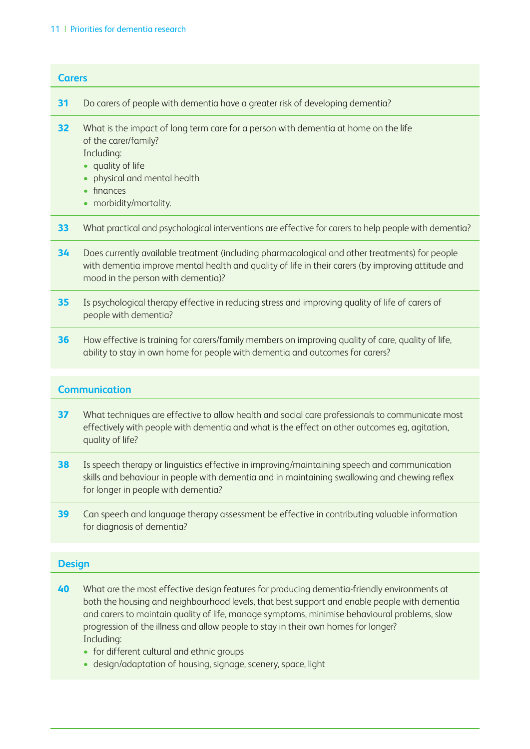## Carers

**31** Do carers of people with dementia have a greater risk of developing dementia?

**32** What is the impact of long term care for a person with dementia at home on the life of the carer/family?
Including:
- quality of life
- physical and mental health
- finances
- morbidity/mortality.

**33** What practical and psychological interventions are effective for carers to help people with dementia?

**34** Does currently available treatment (including pharmacological and other treatments) for people with dementia improve mental health and quality of life in their carers (by improving attitude and mood in the person with dementia)?

**35** Is psychological therapy effective in reducing stress and improving quality of life of carers of people with dementia?

**36** How effective is training for carers/family members on improving quality of care, quality of life, ability to stay in own home for people with dementia and outcomes for carers?

## Communication

**37** What techniques are effective to allow health and social care professionals to communicate most effectively with people with dementia and what is the effect on other outcomes eg, agitation, quality of life?

**38** Is speech therapy or linguistics effective in improving/maintaining speech and communication skills and behaviour in people with dementia and in maintaining swallowing and chewing reflex for longer in people with dementia?

**39** Can speech and language therapy assessment be effective in contributing valuable information for diagnosis of dementia?

## Design

**40** What are the most effective design features for producing dementia-friendly environments at both the housing and neighbourhood levels, that best support and enable people with dementia and carers to maintain quality of life, manage symptoms, minimise behavioural problems, slow progression of the illness and allow people to stay in their own homes for longer?
Including:
- for different cultural and ethnic groups
- design/adaptation of housing, signage, scenery, space, light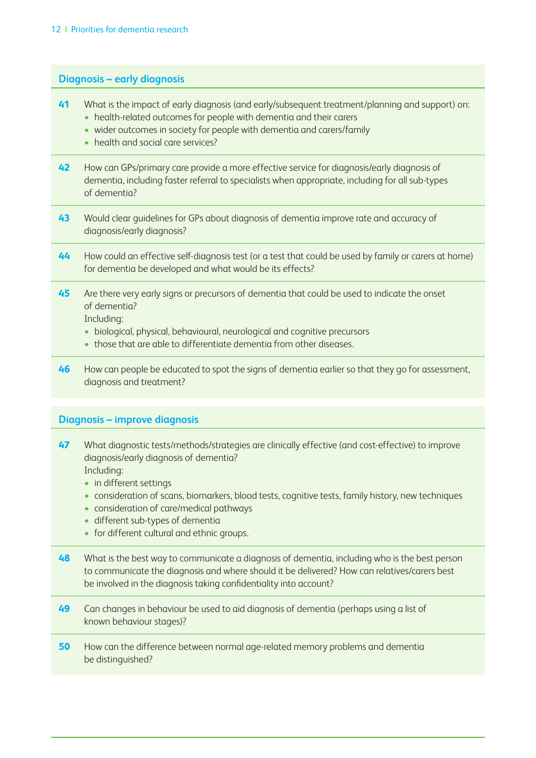## Diagnosis – early diagnosis

**41** What is the impact of early diagnosis (and early/subsequent treatment/planning and support) on:

- health-related outcomes for people with dementia and their carers
- wider outcomes in society for people with dementia and carers/family
- health and social care services?

**42** How can GPs/primary care provide a more effective service for diagnosis/early diagnosis of dementia, including faster referral to specialists when appropriate, including for all sub-types of dementia?

**43** Would clear guidelines for GPs about diagnosis of dementia improve rate and accuracy of diagnosis/early diagnosis?

**44** How could an effective self-diagnosis test (or a test that could be used by family or carers at home) for dementia be developed and what would be its effects?

**45** Are there very early signs or precursors of dementia that could be used to indicate the onset of dementia?
Including:

- biological, physical, behavioural, neurological and cognitive precursors
- those that are able to differentiate dementia from other diseases.

**46** How can people be educated to spot the signs of dementia earlier so that they go for assessment, diagnosis and treatment?

## Diagnosis – improve diagnosis

**47** What diagnostic tests/methods/strategies are clinically effective (and cost-effective) to improve diagnosis/early diagnosis of dementia?
Including:

- in different settings
- consideration of scans, biomarkers, blood tests, cognitive tests, family history, new techniques
- consideration of care/medical pathways
- different sub-types of dementia
- for different cultural and ethnic groups.

**48** What is the best way to communicate a diagnosis of dementia, including who is the best person to communicate the diagnosis and where should it be delivered? How can relatives/carers best be involved in the diagnosis taking confidentiality into account?

**49** Can changes in behaviour be used to aid diagnosis of dementia (perhaps using a list of known behaviour stages)?

**50** How can the difference between normal age-related memory problems and dementia be distinguished?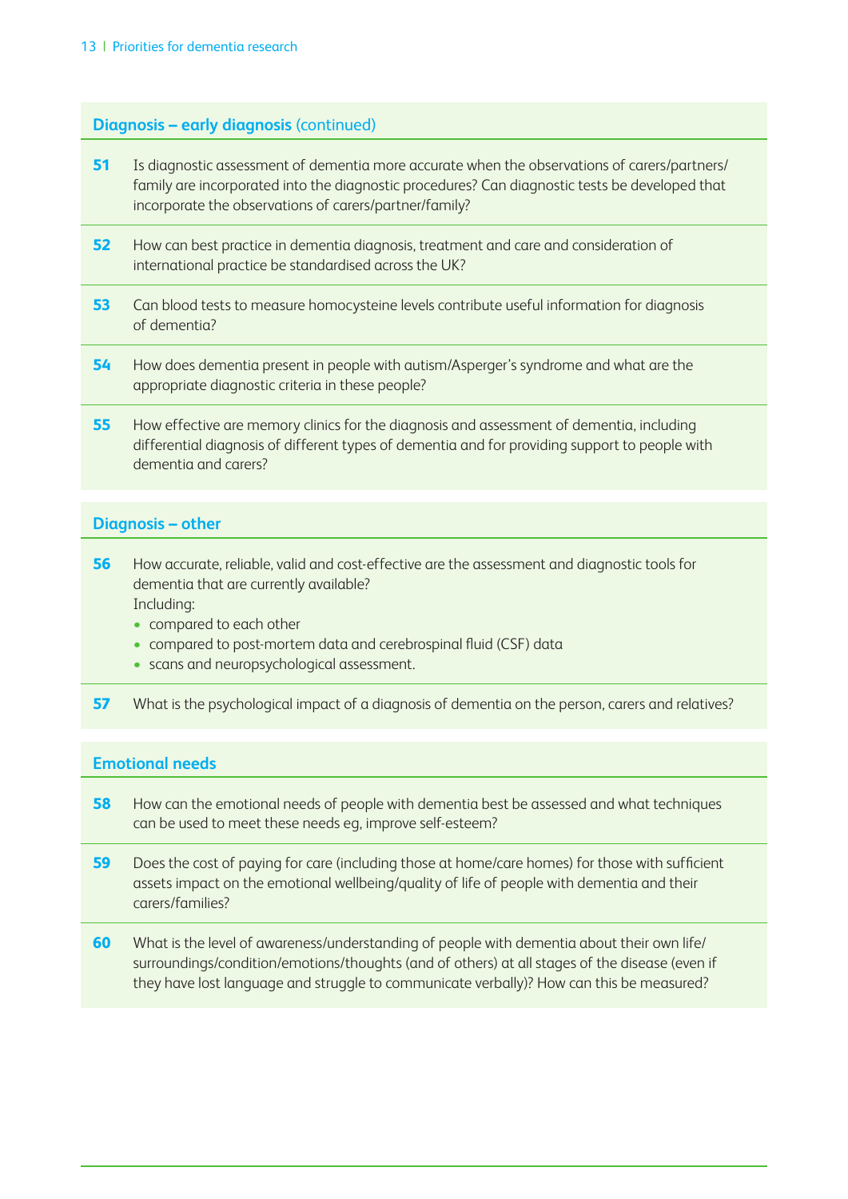## Diagnosis – early diagnosis (continued)

**51** Is diagnostic assessment of dementia more accurate when the observations of carers/partners/family are incorporated into the diagnostic procedures? Can diagnostic tests be developed that incorporate the observations of carers/partner/family?

**52** How can best practice in dementia diagnosis, treatment and care and consideration of international practice be standardised across the UK?

**53** Can blood tests to measure homocysteine levels contribute useful information for diagnosis of dementia?

**54** How does dementia present in people with autism/Asperger's syndrome and what are the appropriate diagnostic criteria in these people?

**55** How effective are memory clinics for the diagnosis and assessment of dementia, including differential diagnosis of different types of dementia and for providing support to people with dementia and carers?

## Diagnosis – other

**56** How accurate, reliable, valid and cost-effective are the assessment and diagnostic tools for dementia that are currently available?
Including:

- compared to each other
- compared to post-mortem data and cerebrospinal fluid (CSF) data
- scans and neuropsychological assessment.

**57** What is the psychological impact of a diagnosis of dementia on the person, carers and relatives?

## Emotional needs

**58** How can the emotional needs of people with dementia best be assessed and what techniques can be used to meet these needs eg, improve self-esteem?

**59** Does the cost of paying for care (including those at home/care homes) for those with sufficient assets impact on the emotional wellbeing/quality of life of people with dementia and their carers/families?

**60** What is the level of awareness/understanding of people with dementia about their own life/surroundings/condition/emotions/thoughts (and of others) at all stages of the disease (even if they have lost language and struggle to communicate verbally)? How can this be measured?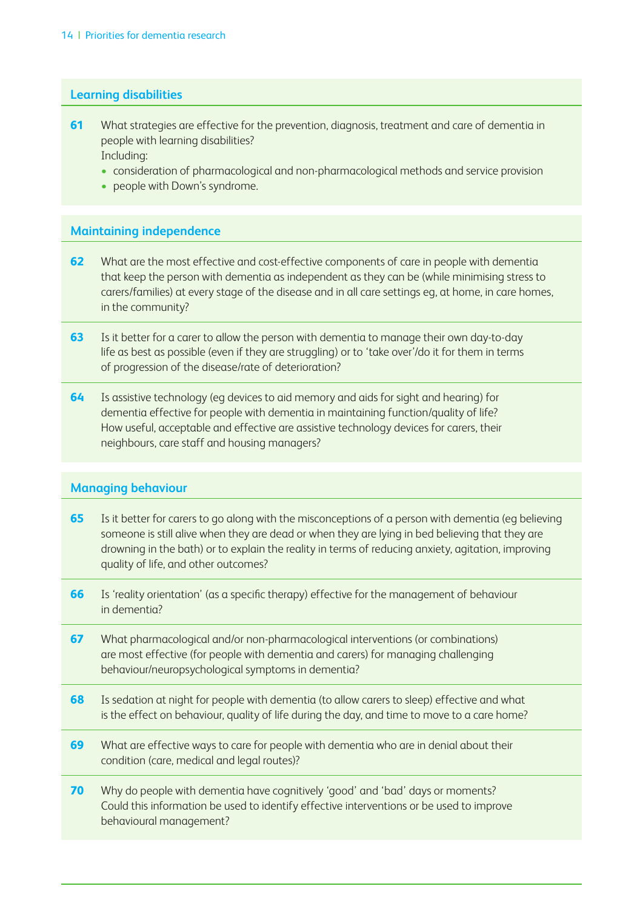## Learning disabilities

**61** What strategies are effective for the prevention, diagnosis, treatment and care of dementia in people with learning disabilities?
Including:
- consideration of pharmacological and non-pharmacological methods and service provision
- people with Down's syndrome.

## Maintaining independence

**62** What are the most effective and cost-effective components of care in people with dementia that keep the person with dementia as independent as they can be (while minimising stress to carers/families) at every stage of the disease and in all care settings eg, at home, in care homes, in the community?

**63** Is it better for a carer to allow the person with dementia to manage their own day-to-day life as best as possible (even if they are struggling) or to 'take over'/do it for them in terms of progression of the disease/rate of deterioration?

**64** Is assistive technology (eg devices to aid memory and aids for sight and hearing) for dementia effective for people with dementia in maintaining function/quality of life? How useful, acceptable and effective are assistive technology devices for carers, their neighbours, care staff and housing managers?

## Managing behaviour

**65** Is it better for carers to go along with the misconceptions of a person with dementia (eg believing someone is still alive when they are dead or when they are lying in bed believing that they are drowning in the bath) or to explain the reality in terms of reducing anxiety, agitation, improving quality of life, and other outcomes?

**66** Is 'reality orientation' (as a specific therapy) effective for the management of behaviour in dementia?

**67** What pharmacological and/or non-pharmacological interventions (or combinations) are most effective (for people with dementia and carers) for managing challenging behaviour/neuropsychological symptoms in dementia?

**68** Is sedation at night for people with dementia (to allow carers to sleep) effective and what is the effect on behaviour, quality of life during the day, and time to move to a care home?

**69** What are effective ways to care for people with dementia who are in denial about their condition (care, medical and legal routes)?

**70** Why do people with dementia have cognitively 'good' and 'bad' days or moments? Could this information be used to identify effective interventions or be used to improve behavioural management?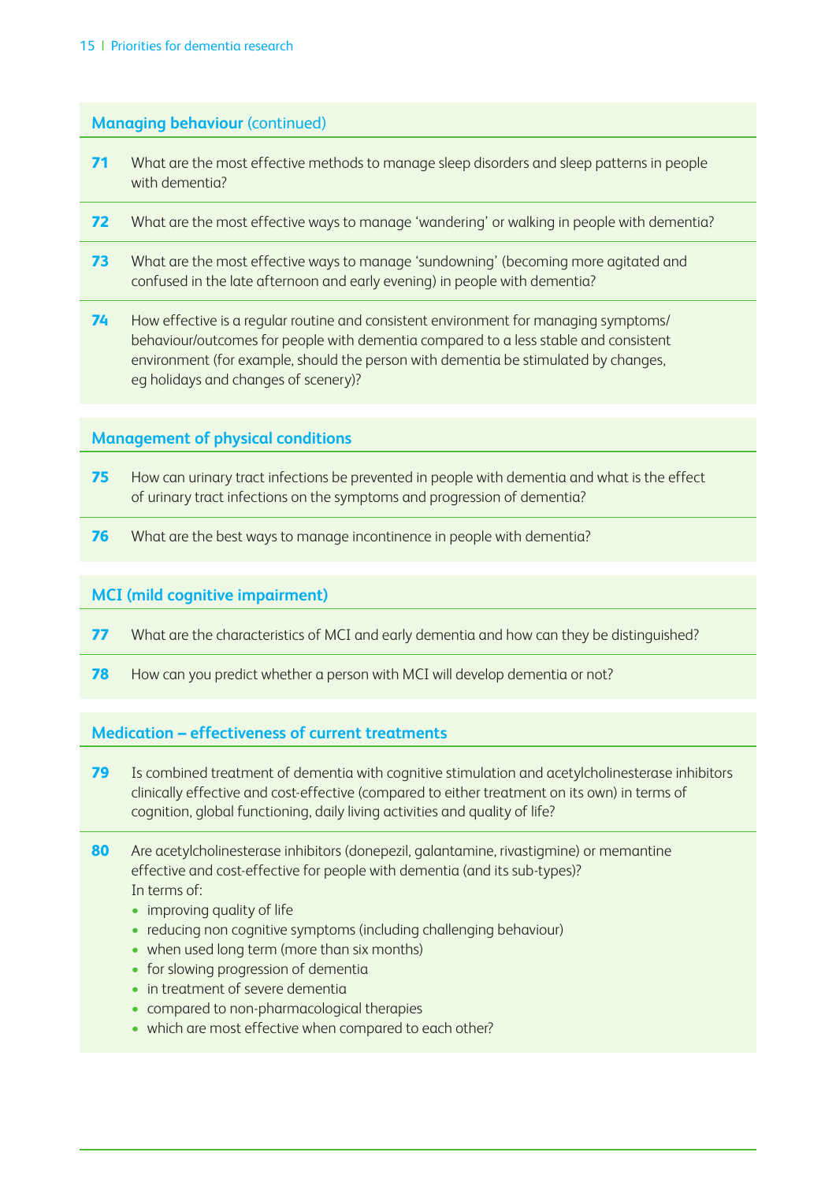## Managing behaviour (continued)

**71** What are the most effective methods to manage sleep disorders and sleep patterns in people with dementia?

**72** What are the most effective ways to manage 'wandering' or walking in people with dementia?

**73** What are the most effective ways to manage 'sundowning' (becoming more agitated and confused in the late afternoon and early evening) in people with dementia?

**74** How effective is a regular routine and consistent environment for managing symptoms/behaviour/outcomes for people with dementia compared to a less stable and consistent environment (for example, should the person with dementia be stimulated by changes, eg holidays and changes of scenery)?

## Management of physical conditions

**75** How can urinary tract infections be prevented in people with dementia and what is the effect of urinary tract infections on the symptoms and progression of dementia?

**76** What are the best ways to manage incontinence in people with dementia?

## MCI (mild cognitive impairment)

**77** What are the characteristics of MCI and early dementia and how can they be distinguished?

**78** How can you predict whether a person with MCI will develop dementia or not?

## Medication – effectiveness of current treatments

**79** Is combined treatment of dementia with cognitive stimulation and acetylcholinesterase inhibitors clinically effective and cost-effective (compared to either treatment on its own) in terms of cognition, global functioning, daily living activities and quality of life?

**80** Are acetylcholinesterase inhibitors (donepezil, galantamine, rivastigmine) or memantine effective and cost-effective for people with dementia (and its sub-types)?
In terms of:

- improving quality of life
- reducing non cognitive symptoms (including challenging behaviour)
- when used long term (more than six months)
- for slowing progression of dementia
- in treatment of severe dementia
- compared to non-pharmacological therapies
- which are most effective when compared to each other?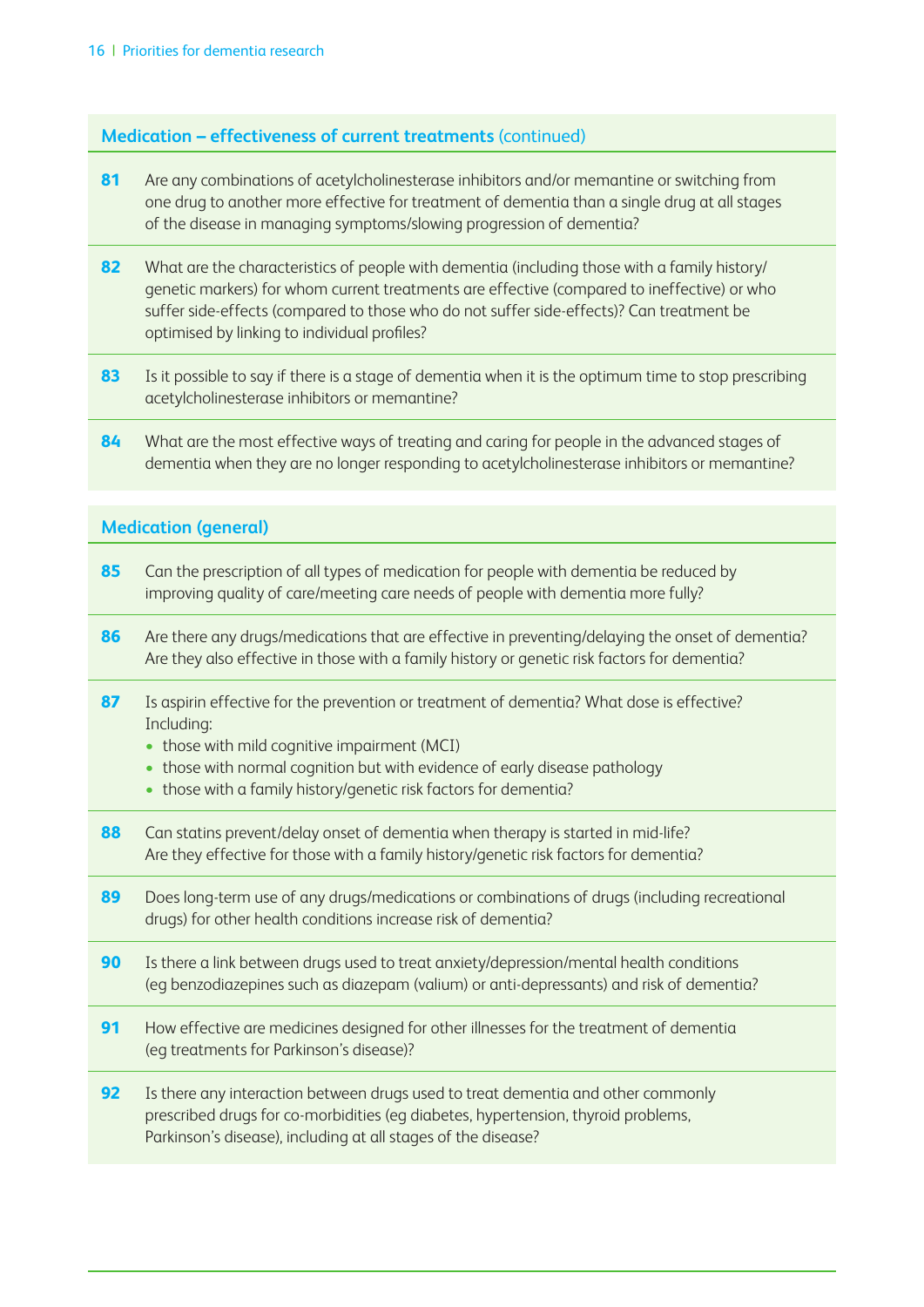### Medication – effectiveness of current treatments (continued)

**81** Are any combinations of acetylcholinesterase inhibitors and/or memantine or switching from one drug to another more effective for treatment of dementia than a single drug at all stages of the disease in managing symptoms/slowing progression of dementia?

**82** What are the characteristics of people with dementia (including those with a family history/genetic markers) for whom current treatments are effective (compared to ineffective) or who suffer side-effects (compared to those who do not suffer side-effects)? Can treatment be optimised by linking to individual profiles?

**83** Is it possible to say if there is a stage of dementia when it is the optimum time to stop prescribing acetylcholinesterase inhibitors or memantine?

**84** What are the most effective ways of treating and caring for people in the advanced stages of dementia when they are no longer responding to acetylcholinesterase inhibitors or memantine?

### Medication (general)

**85** Can the prescription of all types of medication for people with dementia be reduced by improving quality of care/meeting care needs of people with dementia more fully?

**86** Are there any drugs/medications that are effective in preventing/delaying the onset of dementia? Are they also effective in those with a family history or genetic risk factors for dementia?

**87** Is aspirin effective for the prevention or treatment of dementia? What dose is effective? Including:

- those with mild cognitive impairment (MCI)
- those with normal cognition but with evidence of early disease pathology
- those with a family history/genetic risk factors for dementia?

**88** Can statins prevent/delay onset of dementia when therapy is started in mid-life? Are they effective for those with a family history/genetic risk factors for dementia?

**89** Does long-term use of any drugs/medications or combinations of drugs (including recreational drugs) for other health conditions increase risk of dementia?

**90** Is there a link between drugs used to treat anxiety/depression/mental health conditions (eg benzodiazepines such as diazepam (valium) or anti-depressants) and risk of dementia?

**91** How effective are medicines designed for other illnesses for the treatment of dementia (eg treatments for Parkinson's disease)?

**92** Is there any interaction between drugs used to treat dementia and other commonly prescribed drugs for co-morbidities (eg diabetes, hypertension, thyroid problems, Parkinson's disease), including at all stages of the disease?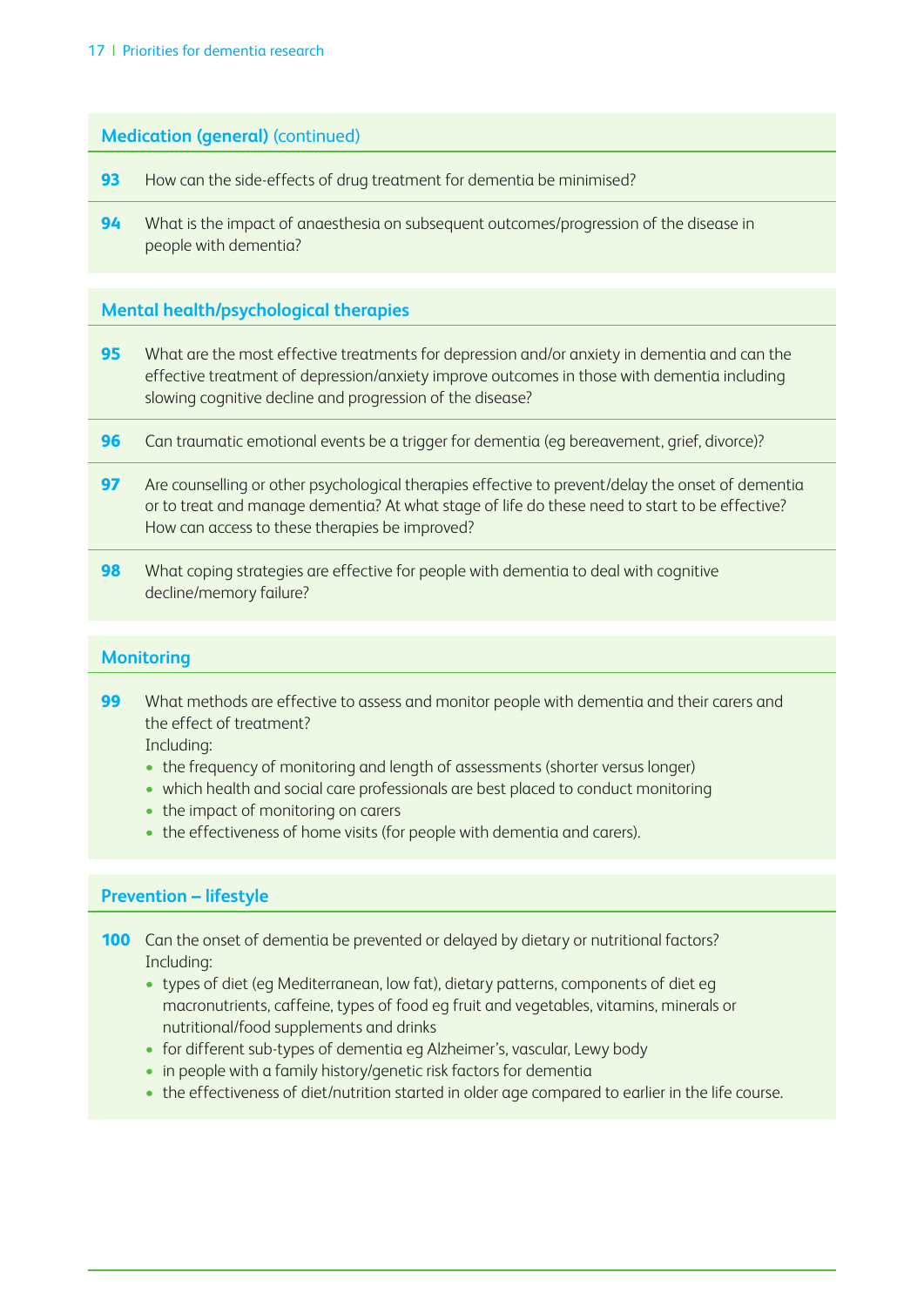### Medication (general) (continued)

**93** How can the side-effects of drug treatment for dementia be minimised?

**94** What is the impact of anaesthesia on subsequent outcomes/progression of the disease in people with dementia?

### Mental health/psychological therapies

**95** What are the most effective treatments for depression and/or anxiety in dementia and can the effective treatment of depression/anxiety improve outcomes in those with dementia including slowing cognitive decline and progression of the disease?

**96** Can traumatic emotional events be a trigger for dementia (eg bereavement, grief, divorce)?

**97** Are counselling or other psychological therapies effective to prevent/delay the onset of dementia or to treat and manage dementia? At what stage of life do these need to start to be effective? How can access to these therapies be improved?

**98** What coping strategies are effective for people with dementia to deal with cognitive decline/memory failure?

### Monitoring

**99** What methods are effective to assess and monitor people with dementia and their carers and the effect of treatment?
Including:

- the frequency of monitoring and length of assessments (shorter versus longer)
- which health and social care professionals are best placed to conduct monitoring
- the impact of monitoring on carers
- the effectiveness of home visits (for people with dementia and carers).

### Prevention – lifestyle

**100** Can the onset of dementia be prevented or delayed by dietary or nutritional factors?
Including:

- types of diet (eg Mediterranean, low fat), dietary patterns, components of diet eg macronutrients, caffeine, types of food eg fruit and vegetables, vitamins, minerals or nutritional/food supplements and drinks
- for different sub-types of dementia eg Alzheimer's, vascular, Lewy body
- in people with a family history/genetic risk factors for dementia
- the effectiveness of diet/nutrition started in older age compared to earlier in the life course.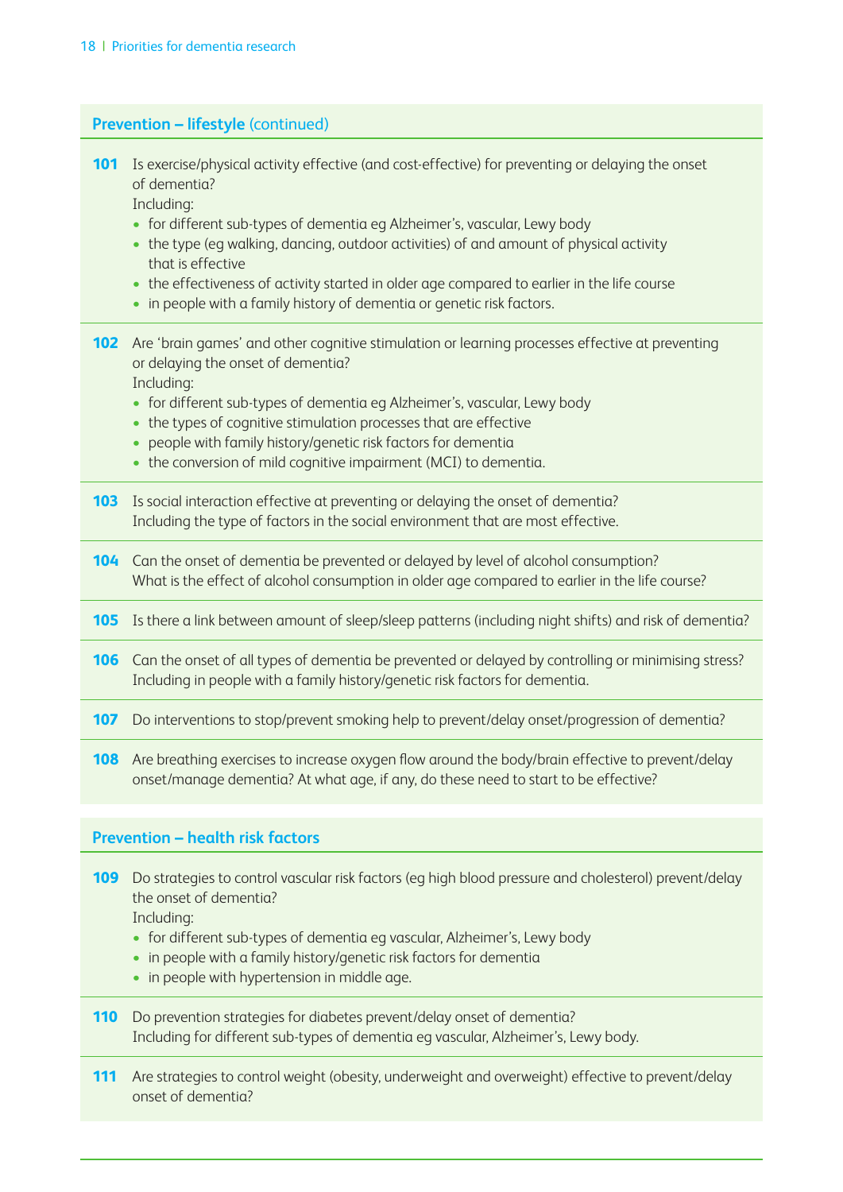## Prevention – lifestyle (continued)

**101** Is exercise/physical activity effective (and cost-effective) for preventing or delaying the onset of dementia?
Including:
- for different sub-types of dementia eg Alzheimer's, vascular, Lewy body
- the type (eg walking, dancing, outdoor activities) of and amount of physical activity that is effective
- the effectiveness of activity started in older age compared to earlier in the life course
- in people with a family history of dementia or genetic risk factors.

**102** Are 'brain games' and other cognitive stimulation or learning processes effective at preventing or delaying the onset of dementia?
Including:
- for different sub-types of dementia eg Alzheimer's, vascular, Lewy body
- the types of cognitive stimulation processes that are effective
- people with family history/genetic risk factors for dementia
- the conversion of mild cognitive impairment (MCI) to dementia.

**103** Is social interaction effective at preventing or delaying the onset of dementia?
Including the type of factors in the social environment that are most effective.

**104** Can the onset of dementia be prevented or delayed by level of alcohol consumption?
What is the effect of alcohol consumption in older age compared to earlier in the life course?

**105** Is there a link between amount of sleep/sleep patterns (including night shifts) and risk of dementia?

**106** Can the onset of all types of dementia be prevented or delayed by controlling or minimising stress?
Including in people with a family history/genetic risk factors for dementia.

**107** Do interventions to stop/prevent smoking help to prevent/delay onset/progression of dementia?

**108** Are breathing exercises to increase oxygen flow around the body/brain effective to prevent/delay onset/manage dementia? At what age, if any, do these need to start to be effective?

## Prevention – health risk factors

**109** Do strategies to control vascular risk factors (eg high blood pressure and cholesterol) prevent/delay the onset of dementia?
Including:
- for different sub-types of dementia eg vascular, Alzheimer's, Lewy body
- in people with a family history/genetic risk factors for dementia
- in people with hypertension in middle age.

**110** Do prevention strategies for diabetes prevent/delay onset of dementia?
Including for different sub-types of dementia eg vascular, Alzheimer's, Lewy body.

**111** Are strategies to control weight (obesity, underweight and overweight) effective to prevent/delay onset of dementia?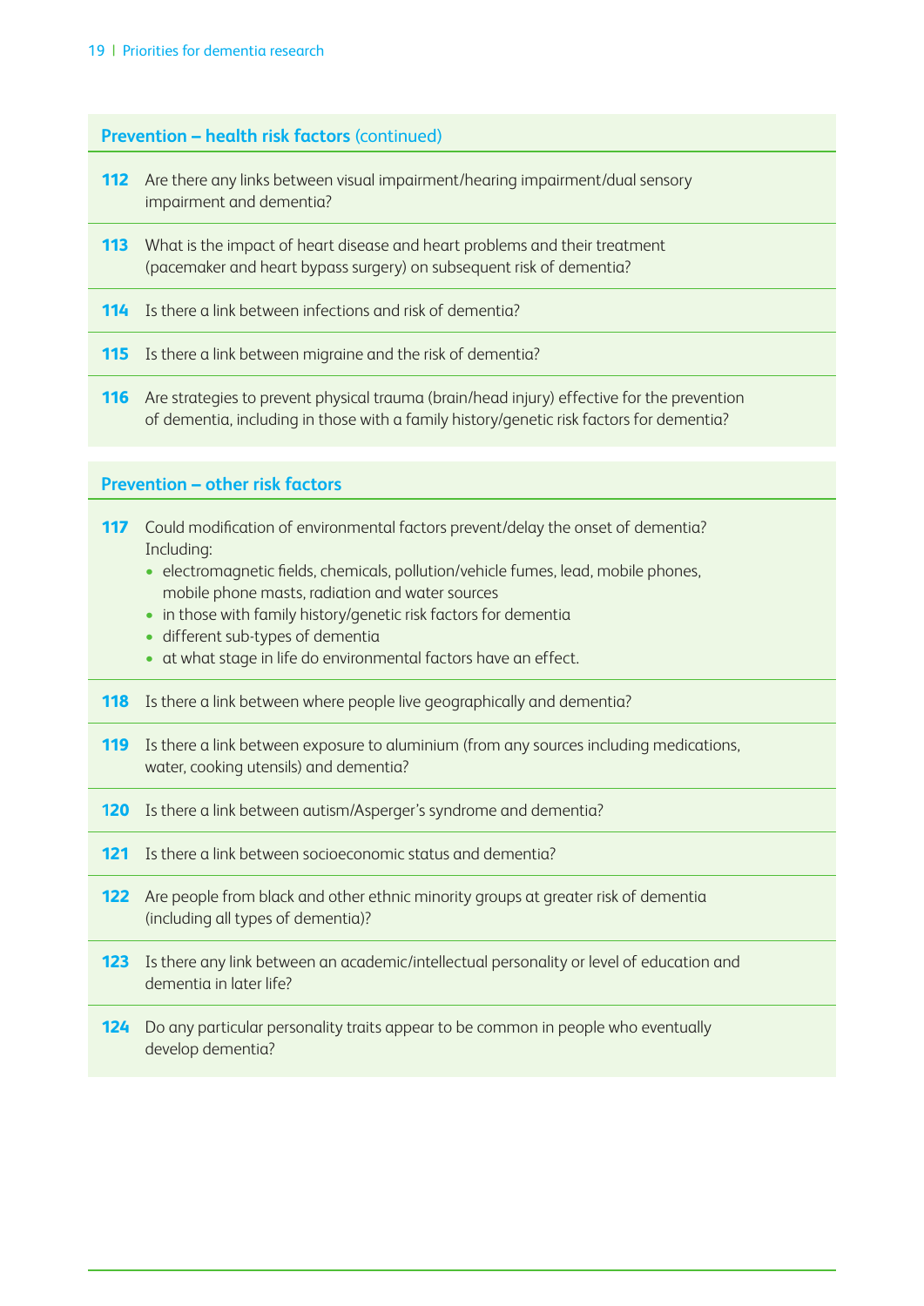## Prevention – health risk factors (continued)

**112** Are there any links between visual impairment/hearing impairment/dual sensory impairment and dementia?

**113** What is the impact of heart disease and heart problems and their treatment (pacemaker and heart bypass surgery) on subsequent risk of dementia?

**114** Is there a link between infections and risk of dementia?

**115** Is there a link between migraine and the risk of dementia?

**116** Are strategies to prevent physical trauma (brain/head injury) effective for the prevention of dementia, including in those with a family history/genetic risk factors for dementia?

## Prevention – other risk factors

**117** Could modification of environmental factors prevent/delay the onset of dementia? Including:

- electromagnetic fields, chemicals, pollution/vehicle fumes, lead, mobile phones, mobile phone masts, radiation and water sources
- in those with family history/genetic risk factors for dementia
- different sub-types of dementia
- at what stage in life do environmental factors have an effect.

**118** Is there a link between where people live geographically and dementia?

**119** Is there a link between exposure to aluminium (from any sources including medications, water, cooking utensils) and dementia?

**120** Is there a link between autism/Asperger's syndrome and dementia?

**121** Is there a link between socioeconomic status and dementia?

**122** Are people from black and other ethnic minority groups at greater risk of dementia (including all types of dementia)?

**123** Is there any link between an academic/intellectual personality or level of education and dementia in later life?

**124** Do any particular personality traits appear to be common in people who eventually develop dementia?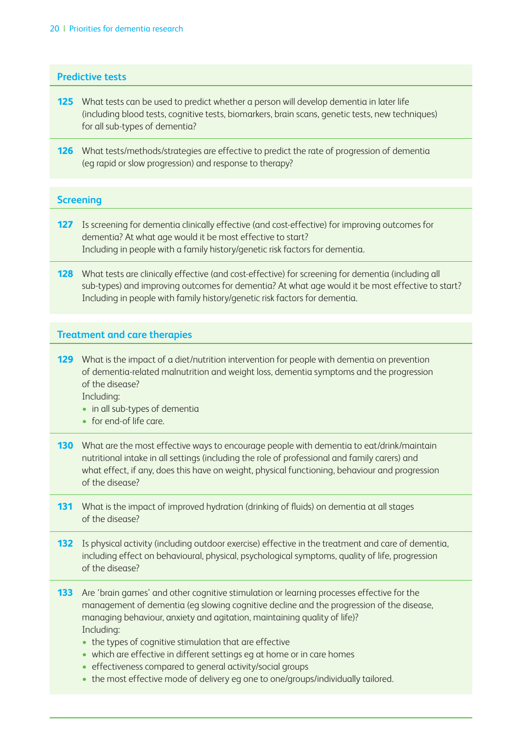## Predictive tests

**125** What tests can be used to predict whether a person will develop dementia in later life (including blood tests, cognitive tests, biomarkers, brain scans, genetic tests, new techniques) for all sub-types of dementia?

**126** What tests/methods/strategies are effective to predict the rate of progression of dementia (eg rapid or slow progression) and response to therapy?

## Screening

**127** Is screening for dementia clinically effective (and cost-effective) for improving outcomes for dementia? At what age would it be most effective to start?
Including in people with a family history/genetic risk factors for dementia.

**128** What tests are clinically effective (and cost-effective) for screening for dementia (including all sub-types) and improving outcomes for dementia? At what age would it be most effective to start? Including in people with family history/genetic risk factors for dementia.

## Treatment and care therapies

**129** What is the impact of a diet/nutrition intervention for people with dementia on prevention of dementia-related malnutrition and weight loss, dementia symptoms and the progression of the disease?
Including:

- in all sub-types of dementia
- for end-of life care.

**130** What are the most effective ways to encourage people with dementia to eat/drink/maintain nutritional intake in all settings (including the role of professional and family carers) and what effect, if any, does this have on weight, physical functioning, behaviour and progression of the disease?

**131** What is the impact of improved hydration (drinking of fluids) on dementia at all stages of the disease?

**132** Is physical activity (including outdoor exercise) effective in the treatment and care of dementia, including effect on behavioural, physical, psychological symptoms, quality of life, progression of the disease?

**133** Are 'brain games' and other cognitive stimulation or learning processes effective for the management of dementia (eg slowing cognitive decline and the progression of the disease, managing behaviour, anxiety and agitation, maintaining quality of life)?
Including:

- the types of cognitive stimulation that are effective
- which are effective in different settings eg at home or in care homes
- effectiveness compared to general activity/social groups
- the most effective mode of delivery eg one to one/groups/individually tailored.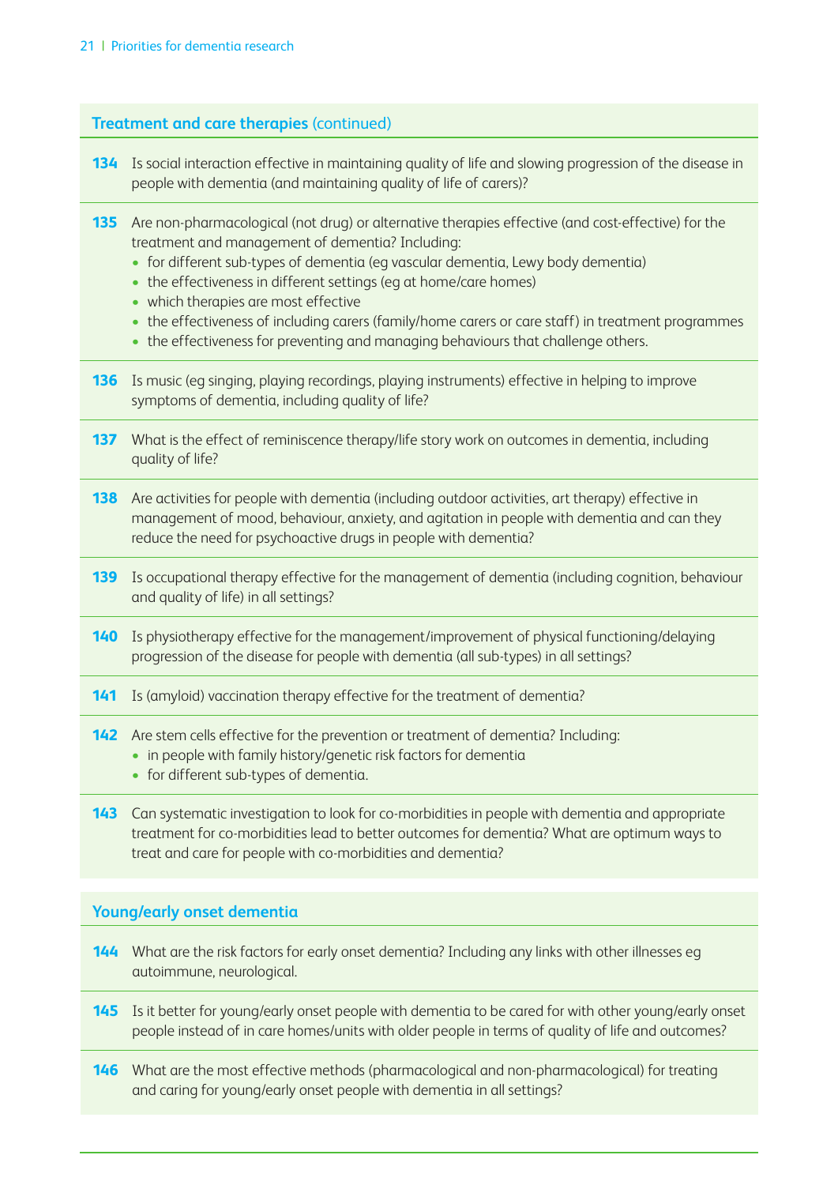### Treatment and care therapies (continued)

**134** Is social interaction effective in maintaining quality of life and slowing progression of the disease in people with dementia (and maintaining quality of life of carers)?

**135** Are non-pharmacological (not drug) or alternative therapies effective (and cost-effective) for the treatment and management of dementia? Including:

- for different sub-types of dementia (eg vascular dementia, Lewy body dementia)
- the effectiveness in different settings (eg at home/care homes)
- which therapies are most effective
- the effectiveness of including carers (family/home carers or care staff) in treatment programmes
- the effectiveness for preventing and managing behaviours that challenge others.

**136** Is music (eg singing, playing recordings, playing instruments) effective in helping to improve symptoms of dementia, including quality of life?

**137** What is the effect of reminiscence therapy/life story work on outcomes in dementia, including quality of life?

**138** Are activities for people with dementia (including outdoor activities, art therapy) effective in management of mood, behaviour, anxiety, and agitation in people with dementia and can they reduce the need for psychoactive drugs in people with dementia?

**139** Is occupational therapy effective for the management of dementia (including cognition, behaviour and quality of life) in all settings?

**140** Is physiotherapy effective for the management/improvement of physical functioning/delaying progression of the disease for people with dementia (all sub-types) in all settings?

**141** Is (amyloid) vaccination therapy effective for the treatment of dementia?

**142** Are stem cells effective for the prevention or treatment of dementia? Including:

- in people with family history/genetic risk factors for dementia
- for different sub-types of dementia.

**143** Can systematic investigation to look for co-morbidities in people with dementia and appropriate treatment for co-morbidities lead to better outcomes for dementia? What are optimum ways to treat and care for people with co-morbidities and dementia?

### Young/early onset dementia

**144** What are the risk factors for early onset dementia? Including any links with other illnesses eg autoimmune, neurological.

**145** Is it better for young/early onset people with dementia to be cared for with other young/early onset people instead of in care homes/units with older people in terms of quality of life and outcomes?

**146** What are the most effective methods (pharmacological and non-pharmacological) for treating and caring for young/early onset people with dementia in all settings?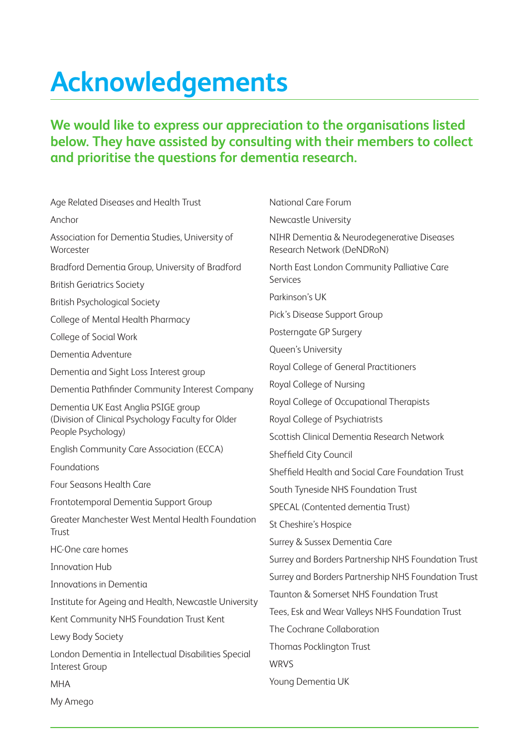# Acknowledgements

**We would like to express our appreciation to the organisations listed below. They have assisted by consulting with their members to collect and prioritise the questions for dementia research.**

Age Related Diseases and Health Trust

Anchor

Association for Dementia Studies, University of Worcester

Bradford Dementia Group, University of Bradford

British Geriatrics Society

British Psychological Society

College of Mental Health Pharmacy

College of Social Work

Dementia Adventure

Dementia and Sight Loss Interest group

Dementia Pathfinder Community Interest Company

Dementia UK East Anglia PSIGE group (Division of Clinical Psychology Faculty for Older People Psychology)

English Community Care Association (ECCA)

Foundations

Four Seasons Health Care

Frontotemporal Dementia Support Group

Greater Manchester West Mental Health Foundation Trust

HC-One care homes

Innovation Hub

Innovations in Dementia

Institute for Ageing and Health, Newcastle University

Kent Community NHS Foundation Trust Kent

Lewy Body Society

London Dementia in Intellectual Disabilities Special Interest Group

MHA

My Amego

National Care Forum

Newcastle University

NIHR Dementia & Neurodegenerative Diseases Research Network (DeNDRoN)

North East London Community Palliative Care Services

Parkinson's UK

Pick's Disease Support Group

Posterngate GP Surgery

Queen's University

Royal College of General Practitioners

Royal College of Nursing

Royal College of Occupational Therapists

Royal College of Psychiatrists

Scottish Clinical Dementia Research Network

Sheffield City Council

Sheffield Health and Social Care Foundation Trust

South Tyneside NHS Foundation Trust

SPECAL (Contented dementia Trust)

St Cheshire's Hospice

Surrey & Sussex Dementia Care

Surrey and Borders Partnership NHS Foundation Trust

Surrey and Borders Partnership NHS Foundation Trust

Taunton & Somerset NHS Foundation Trust

Tees, Esk and Wear Valleys NHS Foundation Trust

The Cochrane Collaboration

Thomas Pocklington Trust

WRVS

Young Dementia UK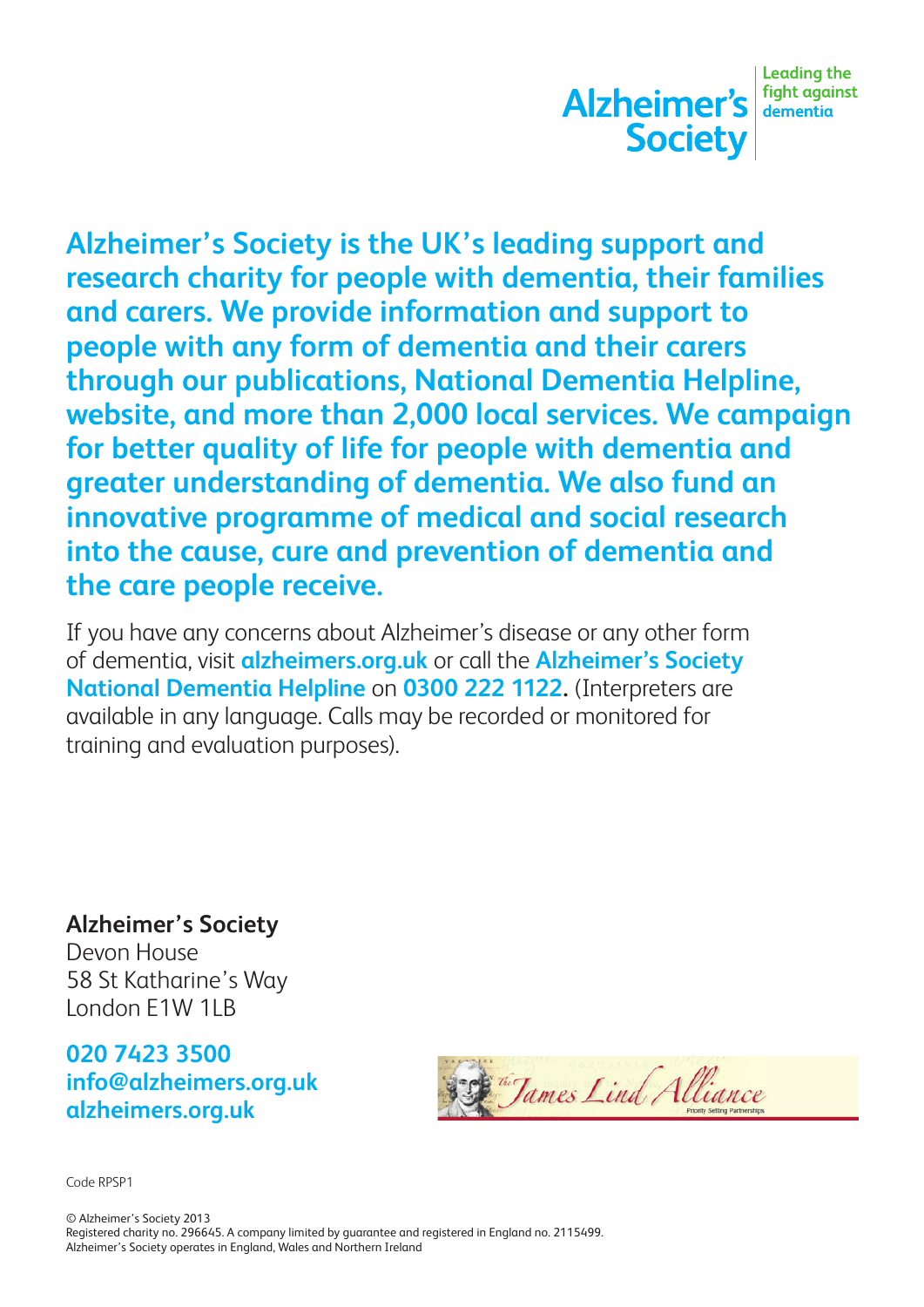Alzheimer's Society

Leading the fight against dementia

**Alzheimer's Society is the UK's leading support and research charity for people with dementia, their families and carers. We provide information and support to people with any form of dementia and their carers through our publications, National Dementia Helpline, website, and more than 2,000 local services. We campaign for better quality of life for people with dementia and greater understanding of dementia. We also fund an innovative programme of medical and social research into the cause, cure and prevention of dementia and the care people receive.**

If you have any concerns about Alzheimer's disease or any other form of dementia, visit **alzheimers.org.uk** or call the **Alzheimer's Society National Dementia Helpline** on **0300 222 1122**. (Interpreters are available in any language. Calls may be recorded or monitored for training and evaluation purposes).

**Alzheimer's Society**
Devon House
58 St Katharine's Way
London E1W 1LB

**020 7423 3500**
**info@alzheimers.org.uk**
**alzheimers.org.uk**

The James Lind Alliance
Priority Setting Partnerships

Code RPSP1

© Alzheimer's Society 2013
Registered charity no. 296645. A company limited by guarantee and registered in England no. 2115499.
Alzheimer's Society operates in England, Wales and Northern Ireland